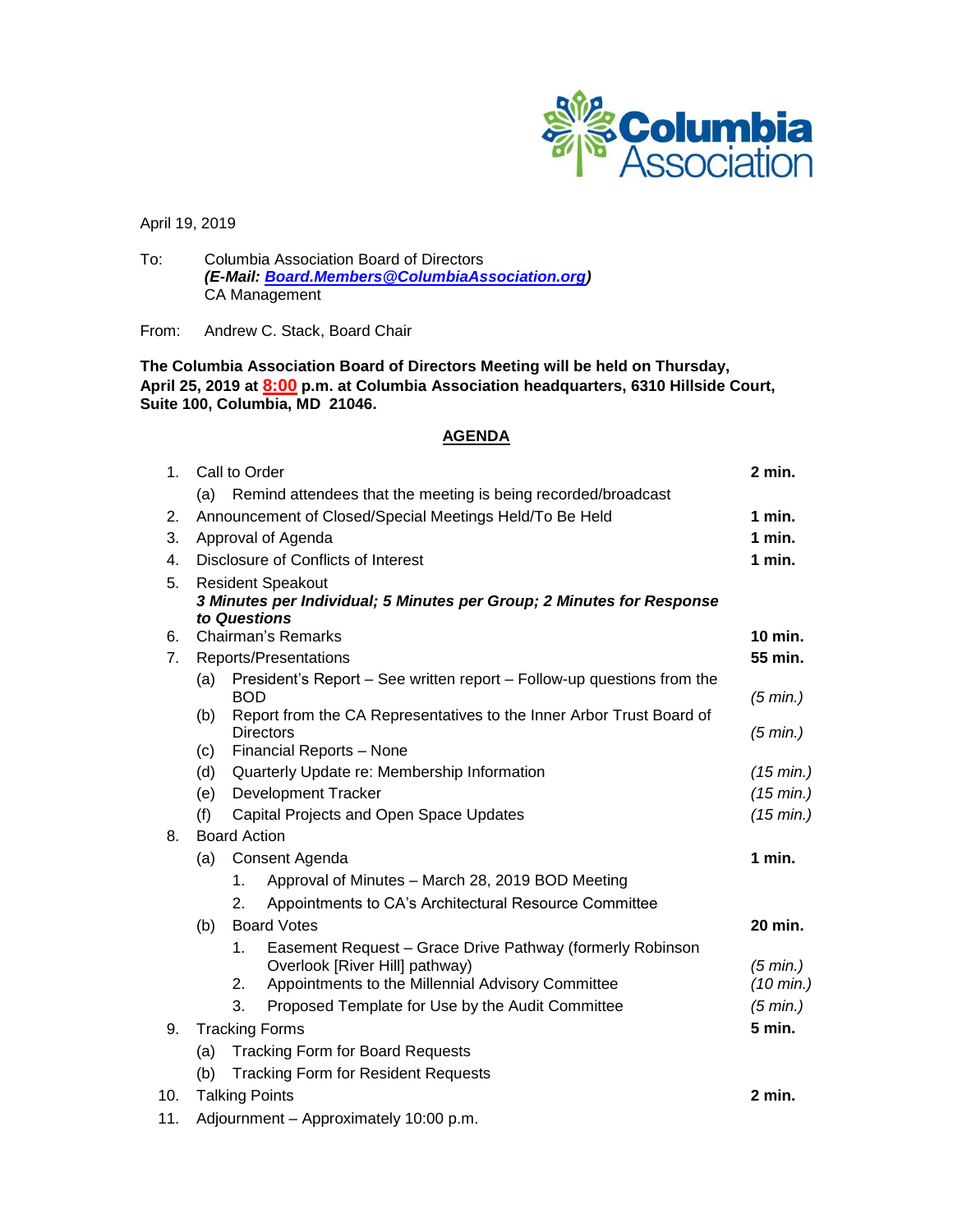Columbia Association

April 19, 2019

To: Columbia Association Board of Directors
***(E-Mail: Board.Members@ColumbiaAssociation.org)***
CA Management

From: Andrew C. Stack, Board Chair

**The Columbia Association Board of Directors Meeting will be held on Thursday, April 25, 2019 at 8:00 p.m. at Columbia Association headquarters, 6310 Hillside Court, Suite 100, Columbia, MD 21046.**

## AGENDA

| | | |
|---|---|---|
| 1. | Call to Order | **2 min.** |
| | (a) Remind attendees that the meeting is being recorded/broadcast | |
| 2. | Announcement of Closed/Special Meetings Held/To Be Held | **1 min.** |
| 3. | Approval of Agenda | **1 min.** |
| 4. | Disclosure of Conflicts of Interest | **1 min.** |
| 5. | Resident Speakout<br>***3 Minutes per Individual; 5 Minutes per Group; 2 Minutes for Response to Questions*** | |
| 6. | Chairman's Remarks | **10 min.** |
| 7. | Reports/Presentations | **55 min.** |
| | (a) President's Report – See written report – Follow-up questions from the BOD | *(5 min.)* |
| | (b) Report from the CA Representatives to the Inner Arbor Trust Board of Directors | *(5 min.)* |
| | (c) Financial Reports – None | |
| | (d) Quarterly Update re: Membership Information | *(15 min.)* |
| | (e) Development Tracker | *(15 min.)* |
| | (f) Capital Projects and Open Space Updates | *(15 min.)* |
| 8. | Board Action | |
| | (a) Consent Agenda | **1 min.** |
| | 1. Approval of Minutes – March 28, 2019 BOD Meeting | |
| | 2. Appointments to CA's Architectural Resource Committee | |
| | (b) Board Votes | **20 min.** |
| | 1. Easement Request – Grace Drive Pathway (formerly Robinson Overlook [River Hill] pathway) | *(5 min.)* |
| | 2. Appointments to the Millennial Advisory Committee | *(10 min.)* |
| | 3. Proposed Template for Use by the Audit Committee | *(5 min.)* |
| 9. | Tracking Forms | **5 min.** |
| | (a) Tracking Form for Board Requests | |
| | (b) Tracking Form for Resident Requests | |
| 10. | Talking Points | **2 min.** |
| 11. | Adjournment – Approximately 10:00 p.m. | |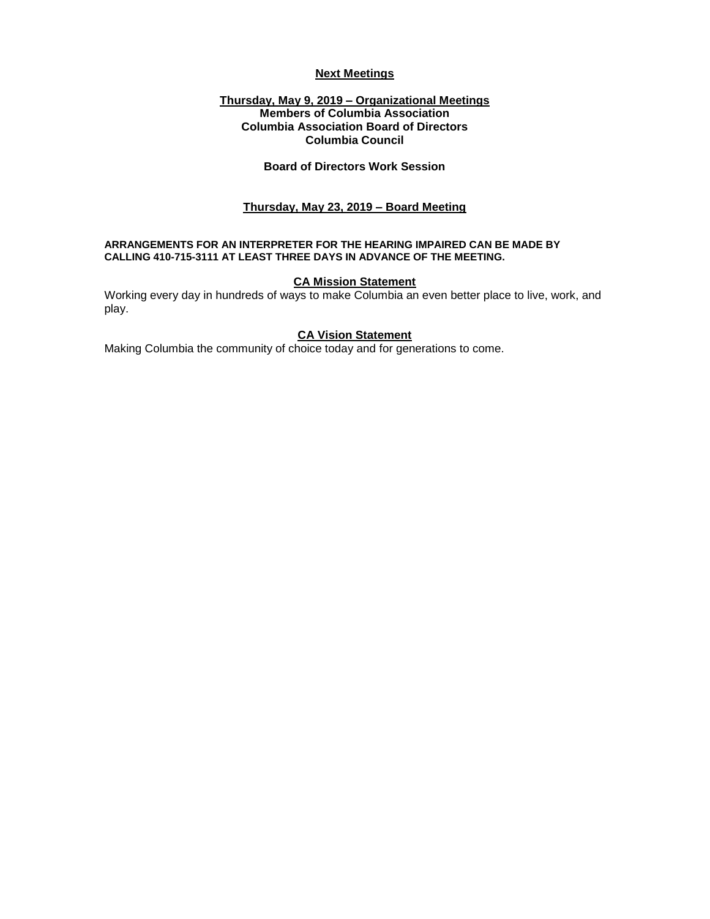## Next Meetings

**Thursday, May 9, 2019 – Organizational Meetings**
**Members of Columbia Association**
**Columbia Association Board of Directors**
**Columbia Council**

**Board of Directors Work Session**

**Thursday, May 23, 2019 – Board Meeting**

**ARRANGEMENTS FOR AN INTERPRETER FOR THE HEARING IMPAIRED CAN BE MADE BY CALLING 410-715-3111 AT LEAST THREE DAYS IN ADVANCE OF THE MEETING.**

### CA Mission Statement

Working every day in hundreds of ways to make Columbia an even better place to live, work, and play.

### CA Vision Statement

Making Columbia the community of choice today and for generations to come.